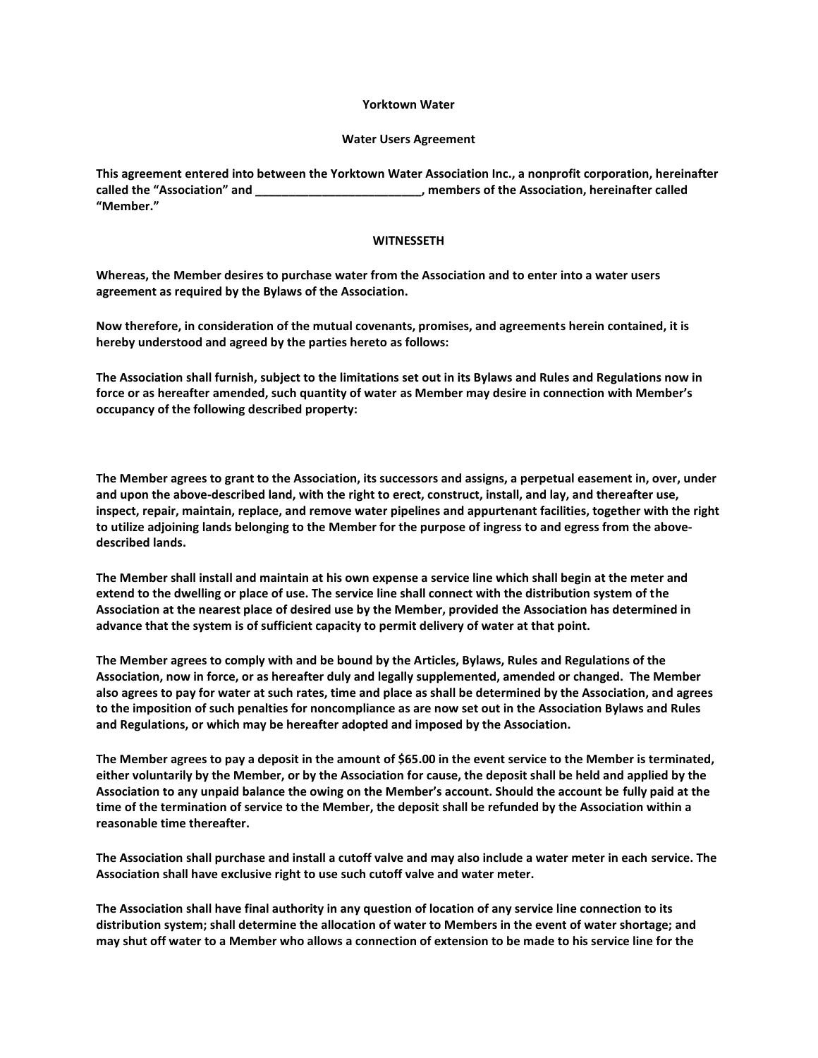**Yorktown Water**

**Water Users Agreement**

**This agreement entered into between the Yorktown Water Association Inc., a nonprofit corporation, hereinafter called the "Association" and _________________________, members of the Association, hereinafter called "Member."**

**WITNESSETH**

**Whereas, the Member desires to purchase water from the Association and to enter into a water users agreement as required by the Bylaws of the Association.**

**Now therefore, in consideration of the mutual covenants, promises, and agreements herein contained, it is hereby understood and agreed by the parties hereto as follows:**

**The Association shall furnish, subject to the limitations set out in its Bylaws and Rules and Regulations now in force or as hereafter amended, such quantity of water as Member may desire in connection with Member's occupancy of the following described property:**

**The Member agrees to grant to the Association, its successors and assigns, a perpetual easement in, over, under and upon the above-described land, with the right to erect, construct, install, and lay, and thereafter use, inspect, repair, maintain, replace, and remove water pipelines and appurtenant facilities, together with the right to utilize adjoining lands belonging to the Member for the purpose of ingress to and egress from the above-described lands.**

**The Member shall install and maintain at his own expense a service line which shall begin at the meter and extend to the dwelling or place of use. The service line shall connect with the distribution system of the Association at the nearest place of desired use by the Member, provided the Association has determined in advance that the system is of sufficient capacity to permit delivery of water at that point.**

**The Member agrees to comply with and be bound by the Articles, Bylaws, Rules and Regulations of the Association, now in force, or as hereafter duly and legally supplemented, amended or changed. The Member also agrees to pay for water at such rates, time and place as shall be determined by the Association, and agrees to the imposition of such penalties for noncompliance as are now set out in the Association Bylaws and Rules and Regulations, or which may be hereafter adopted and imposed by the Association.**

**The Member agrees to pay a deposit in the amount of $65.00 in the event service to the Member is terminated, either voluntarily by the Member, or by the Association for cause, the deposit shall be held and applied by the Association to any unpaid balance the owing on the Member's account. Should the account be fully paid at the time of the termination of service to the Member, the deposit shall be refunded by the Association within a reasonable time thereafter.**

**The Association shall purchase and install a cutoff valve and may also include a water meter in each service. The Association shall have exclusive right to use such cutoff valve and water meter.**

**The Association shall have final authority in any question of location of any service line connection to its distribution system; shall determine the allocation of water to Members in the event of water shortage; and may shut off water to a Member who allows a connection of extension to be made to his service line for the**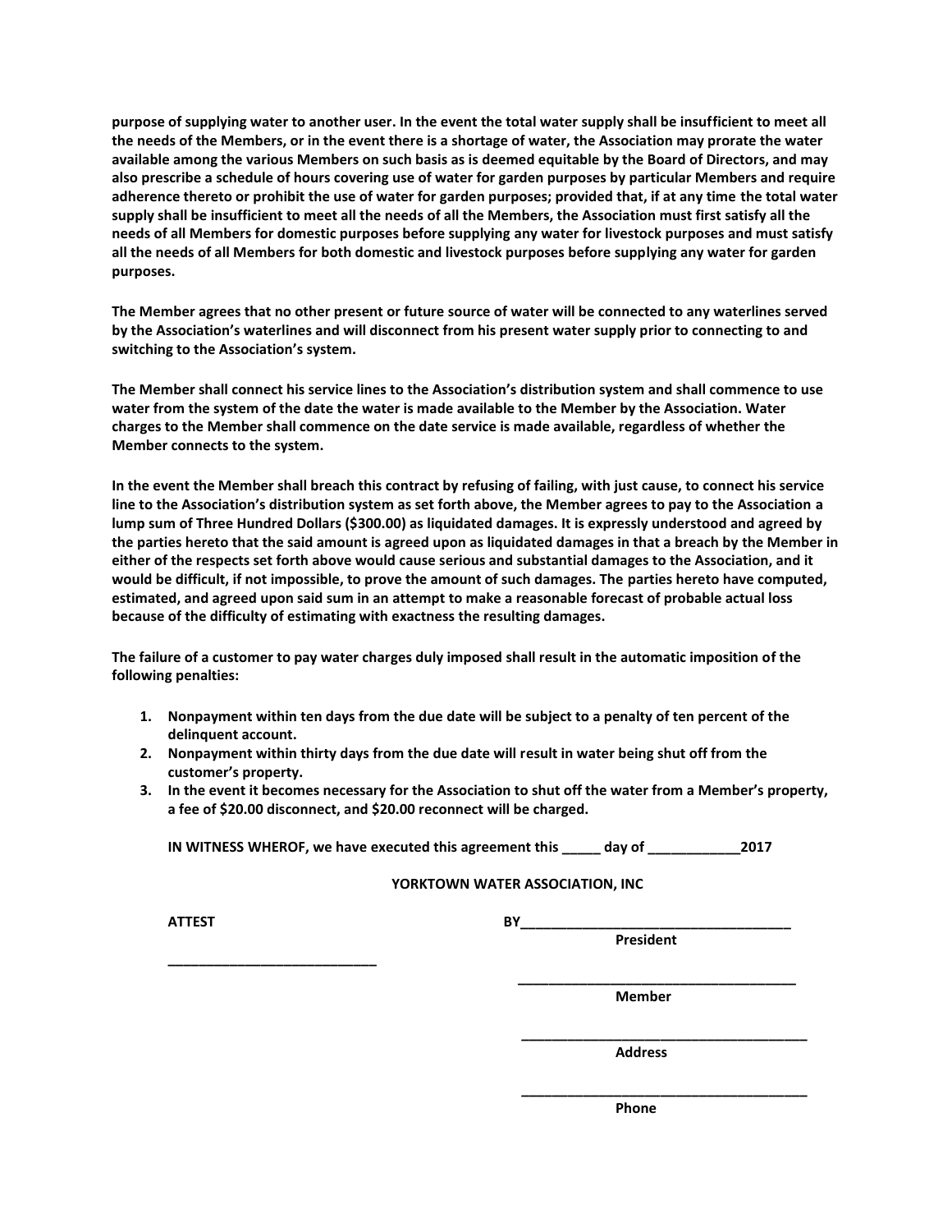**purpose of supplying water to another user. In the event the total water supply shall be insufficient to meet all the needs of the Members, or in the event there is a shortage of water, the Association may prorate the water available among the various Members on such basis as is deemed equitable by the Board of Directors, and may also prescribe a schedule of hours covering use of water for garden purposes by particular Members and require adherence thereto or prohibit the use of water for garden purposes; provided that, if at any time the total water supply shall be insufficient to meet all the needs of all the Members, the Association must first satisfy all the needs of all Members for domestic purposes before supplying any water for livestock purposes and must satisfy all the needs of all Members for both domestic and livestock purposes before supplying any water for garden purposes.**

**The Member agrees that no other present or future source of water will be connected to any waterlines served by the Association's waterlines and will disconnect from his present water supply prior to connecting to and switching to the Association's system.**

**The Member shall connect his service lines to the Association's distribution system and shall commence to use water from the system of the date the water is made available to the Member by the Association. Water charges to the Member shall commence on the date service is made available, regardless of whether the Member connects to the system.**

**In the event the Member shall breach this contract by refusing of failing, with just cause, to connect his service line to the Association's distribution system as set forth above, the Member agrees to pay to the Association a lump sum of Three Hundred Dollars ($300.00) as liquidated damages. It is expressly understood and agreed by the parties hereto that the said amount is agreed upon as liquidated damages in that a breach by the Member in either of the respects set forth above would cause serious and substantial damages to the Association, and it would be difficult, if not impossible, to prove the amount of such damages. The parties hereto have computed, estimated, and agreed upon said sum in an attempt to make a reasonable forecast of probable actual loss because of the difficulty of estimating with exactness the resulting damages.**

**The failure of a customer to pay water charges duly imposed shall result in the automatic imposition of the following penalties:**

1. **Nonpayment within ten days from the due date will be subject to a penalty of ten percent of the delinquent account.**
2. **Nonpayment within thirty days from the due date will result in water being shut off from the customer's property.**
3. **In the event it becomes necessary for the Association to shut off the water from a Member's property, a fee of $20.00 disconnect, and $20.00 reconnect will be charged.**

**IN WITNESS WHEROF, we have executed this agreement this _____ day of ____________2017**

**YORKTOWN WATER ASSOCIATION, INC**

**ATTEST** **BY___________________________________**

**President**

**____________________________**

**_____________________________________**

**Member**

**_____________________________________**

**Address**

**_____________________________________**

**Phone**